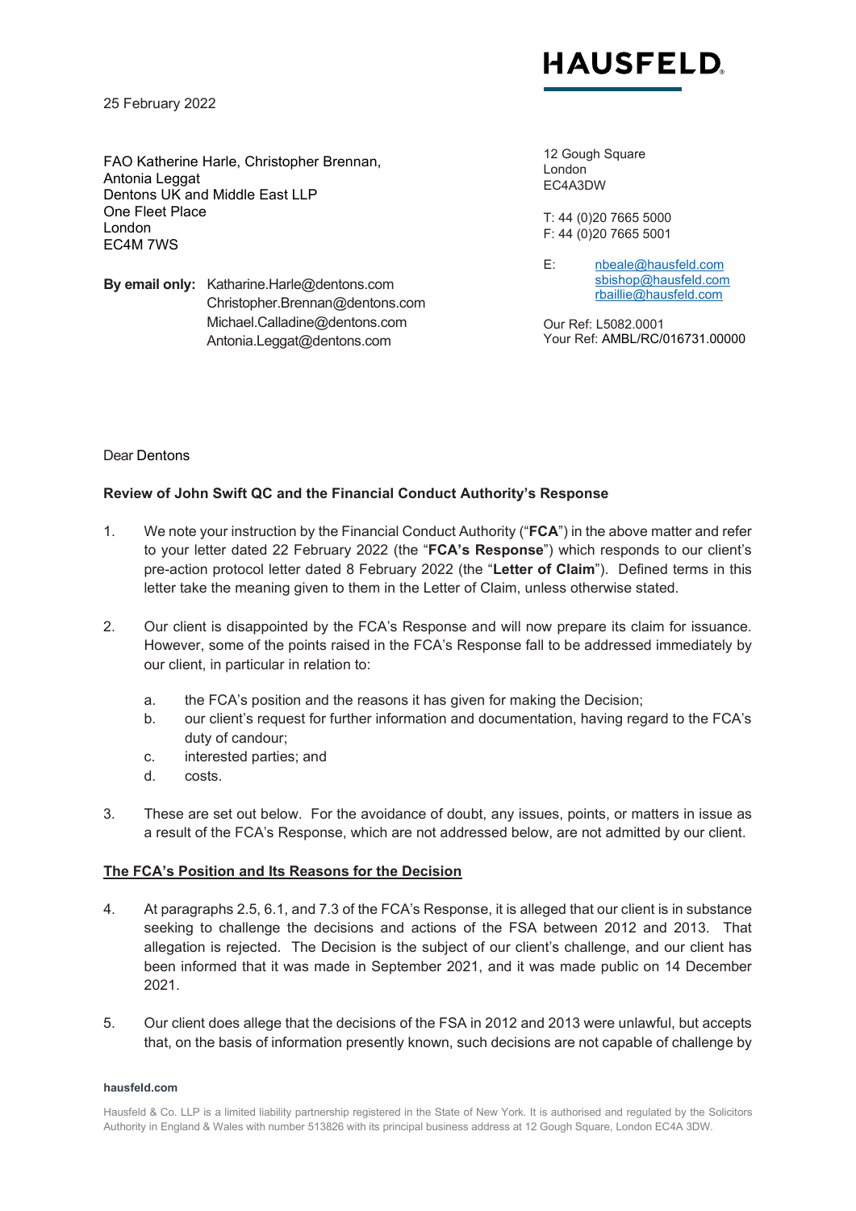HAUSFELD

25 February 2022

FAO Katherine Harle, Christopher Brennan,
Antonia Leggat
Dentons UK and Middle East LLP
One Fleet Place
London
EC4M 7WS

**By email only:** Katharine.Harle@dentons.com
Christopher.Brennan@dentons.com
Michael.Calladine@dentons.com
Antonia.Leggat@dentons.com

12 Gough Square
London
EC4A3DW

T: 44 (0)20 7665 5000
F: 44 (0)20 7665 5001

E: nbeale@hausfeld.com
sbishop@hausfeld.com
rbaillie@hausfeld.com

Our Ref: L5082.0001
Your Ref: AMBL/RC/016731.00000

Dear Dentons

**Review of John Swift QC and the Financial Conduct Authority's Response**

1. We note your instruction by the Financial Conduct Authority ("**FCA**") in the above matter and refer to your letter dated 22 February 2022 (the "**FCA's Response**") which responds to our client's pre-action protocol letter dated 8 February 2022 (the "**Letter of Claim**"). Defined terms in this letter take the meaning given to them in the Letter of Claim, unless otherwise stated.

2. Our client is disappointed by the FCA's Response and will now prepare its claim for issuance. However, some of the points raised in the FCA's Response fall to be addressed immediately by our client, in particular in relation to:

   a. the FCA's position and the reasons it has given for making the Decision;
   b. our client's request for further information and documentation, having regard to the FCA's duty of candour;
   c. interested parties; and
   d. costs.

3. These are set out below. For the avoidance of doubt, any issues, points, or matters in issue as a result of the FCA's Response, which are not addressed below, are not admitted by our client.

**The FCA's Position and Its Reasons for the Decision**

4. At paragraphs 2.5, 6.1, and 7.3 of the FCA's Response, it is alleged that our client is in substance seeking to challenge the decisions and actions of the FSA between 2012 and 2013. That allegation is rejected. The Decision is the subject of our client's challenge, and our client has been informed that it was made in September 2021, and it was made public on 14 December 2021.

5. Our client does allege that the decisions of the FSA in 2012 and 2013 were unlawful, but accepts that, on the basis of information presently known, such decisions are not capable of challenge by

hausfeld.com

Hausfeld & Co. LLP is a limited liability partnership registered in the State of New York. It is authorised and regulated by the Solicitors Authority in England & Wales with number 513826 with its principal business address at 12 Gough Square, London EC4A 3DW.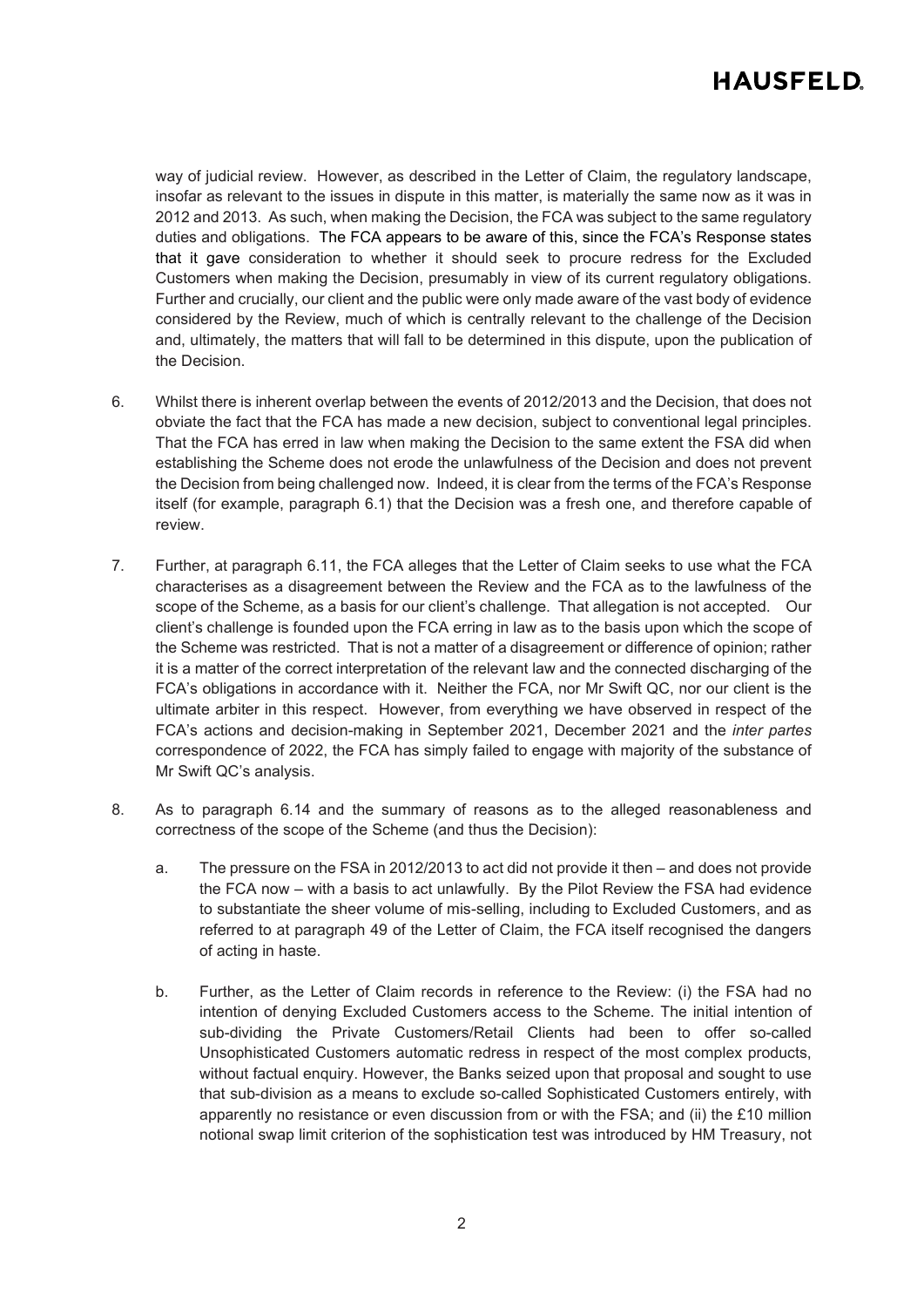way of judicial review. However, as described in the Letter of Claim, the regulatory landscape, insofar as relevant to the issues in dispute in this matter, is materially the same now as it was in 2012 and 2013. As such, when making the Decision, the FCA was subject to the same regulatory duties and obligations. The FCA appears to be aware of this, since the FCA's Response states that it gave consideration to whether it should seek to procure redress for the Excluded Customers when making the Decision, presumably in view of its current regulatory obligations. Further and crucially, our client and the public were only made aware of the vast body of evidence considered by the Review, much of which is centrally relevant to the challenge of the Decision and, ultimately, the matters that will fall to be determined in this dispute, upon the publication of the Decision.

6. Whilst there is inherent overlap between the events of 2012/2013 and the Decision, that does not obviate the fact that the FCA has made a new decision, subject to conventional legal principles. That the FCA has erred in law when making the Decision to the same extent the FSA did when establishing the Scheme does not erode the unlawfulness of the Decision and does not prevent the Decision from being challenged now. Indeed, it is clear from the terms of the FCA's Response itself (for example, paragraph 6.1) that the Decision was a fresh one, and therefore capable of review.

7. Further, at paragraph 6.11, the FCA alleges that the Letter of Claim seeks to use what the FCA characterises as a disagreement between the Review and the FCA as to the lawfulness of the scope of the Scheme, as a basis for our client's challenge. That allegation is not accepted. Our client's challenge is founded upon the FCA erring in law as to the basis upon which the scope of the Scheme was restricted. That is not a matter of a disagreement or difference of opinion; rather it is a matter of the correct interpretation of the relevant law and the connected discharging of the FCA's obligations in accordance with it. Neither the FCA, nor Mr Swift QC, nor our client is the ultimate arbiter in this respect. However, from everything we have observed in respect of the FCA's actions and decision-making in September 2021, December 2021 and the *inter partes* correspondence of 2022, the FCA has simply failed to engage with majority of the substance of Mr Swift QC's analysis.

8. As to paragraph 6.14 and the summary of reasons as to the alleged reasonableness and correctness of the scope of the Scheme (and thus the Decision):

   a. The pressure on the FSA in 2012/2013 to act did not provide it then – and does not provide the FCA now – with a basis to act unlawfully. By the Pilot Review the FSA had evidence to substantiate the sheer volume of mis-selling, including to Excluded Customers, and as referred to at paragraph 49 of the Letter of Claim, the FCA itself recognised the dangers of acting in haste.

   b. Further, as the Letter of Claim records in reference to the Review: (i) the FSA had no intention of denying Excluded Customers access to the Scheme. The initial intention of sub-dividing the Private Customers/Retail Clients had been to offer so-called Unsophisticated Customers automatic redress in respect of the most complex products, without factual enquiry. However, the Banks seized upon that proposal and sought to use that sub-division as a means to exclude so-called Sophisticated Customers entirely, with apparently no resistance or even discussion from or with the FSA; and (ii) the £10 million notional swap limit criterion of the sophistication test was introduced by HM Treasury, not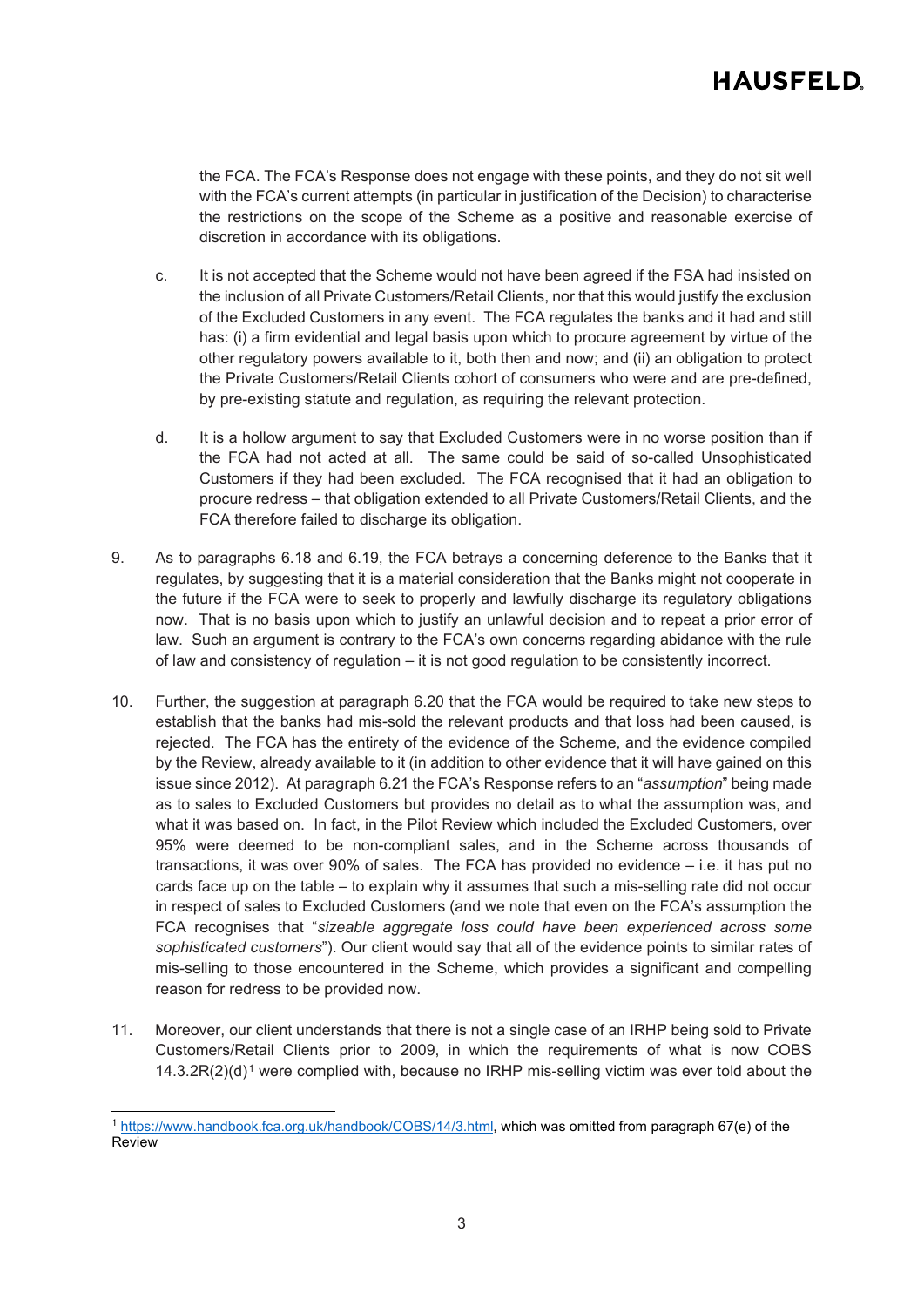the FCA. The FCA's Response does not engage with these points, and they do not sit well with the FCA's current attempts (in particular in justification of the Decision) to characterise the restrictions on the scope of the Scheme as a positive and reasonable exercise of discretion in accordance with its obligations.

c. It is not accepted that the Scheme would not have been agreed if the FSA had insisted on the inclusion of all Private Customers/Retail Clients, nor that this would justify the exclusion of the Excluded Customers in any event. The FCA regulates the banks and it had and still has: (i) a firm evidential and legal basis upon which to procure agreement by virtue of the other regulatory powers available to it, both then and now; and (ii) an obligation to protect the Private Customers/Retail Clients cohort of consumers who were and are pre-defined, by pre-existing statute and regulation, as requiring the relevant protection.

d. It is a hollow argument to say that Excluded Customers were in no worse position than if the FCA had not acted at all. The same could be said of so-called Unsophisticated Customers if they had been excluded. The FCA recognised that it had an obligation to procure redress – that obligation extended to all Private Customers/Retail Clients, and the FCA therefore failed to discharge its obligation.

9. As to paragraphs 6.18 and 6.19, the FCA betrays a concerning deference to the Banks that it regulates, by suggesting that it is a material consideration that the Banks might not cooperate in the future if the FCA were to seek to properly and lawfully discharge its regulatory obligations now. That is no basis upon which to justify an unlawful decision and to repeat a prior error of law. Such an argument is contrary to the FCA's own concerns regarding abidance with the rule of law and consistency of regulation – it is not good regulation to be consistently incorrect.

10. Further, the suggestion at paragraph 6.20 that the FCA would be required to take new steps to establish that the banks had mis-sold the relevant products and that loss had been caused, is rejected. The FCA has the entirety of the evidence of the Scheme, and the evidence compiled by the Review, already available to it (in addition to other evidence that it will have gained on this issue since 2012). At paragraph 6.21 the FCA's Response refers to an "*assumption*" being made as to sales to Excluded Customers but provides no detail as to what the assumption was, and what it was based on. In fact, in the Pilot Review which included the Excluded Customers, over 95% were deemed to be non-compliant sales, and in the Scheme across thousands of transactions, it was over 90% of sales. The FCA has provided no evidence – i.e. it has put no cards face up on the table – to explain why it assumes that such a mis-selling rate did not occur in respect of sales to Excluded Customers (and we note that even on the FCA's assumption the FCA recognises that "*sizeable aggregate loss could have been experienced across some sophisticated customers*"). Our client would say that all of the evidence points to similar rates of mis-selling to those encountered in the Scheme, which provides a significant and compelling reason for redress to be provided now.

11. Moreover, our client understands that there is not a single case of an IRHP being sold to Private Customers/Retail Clients prior to 2009, in which the requirements of what is now COBS 14.3.2R(2)(d)[1] were complied with, because no IRHP mis-selling victim was ever told about the

---

[1] https://www.handbook.fca.org.uk/handbook/COBS/14/3.html, which was omitted from paragraph 67(e) of the Review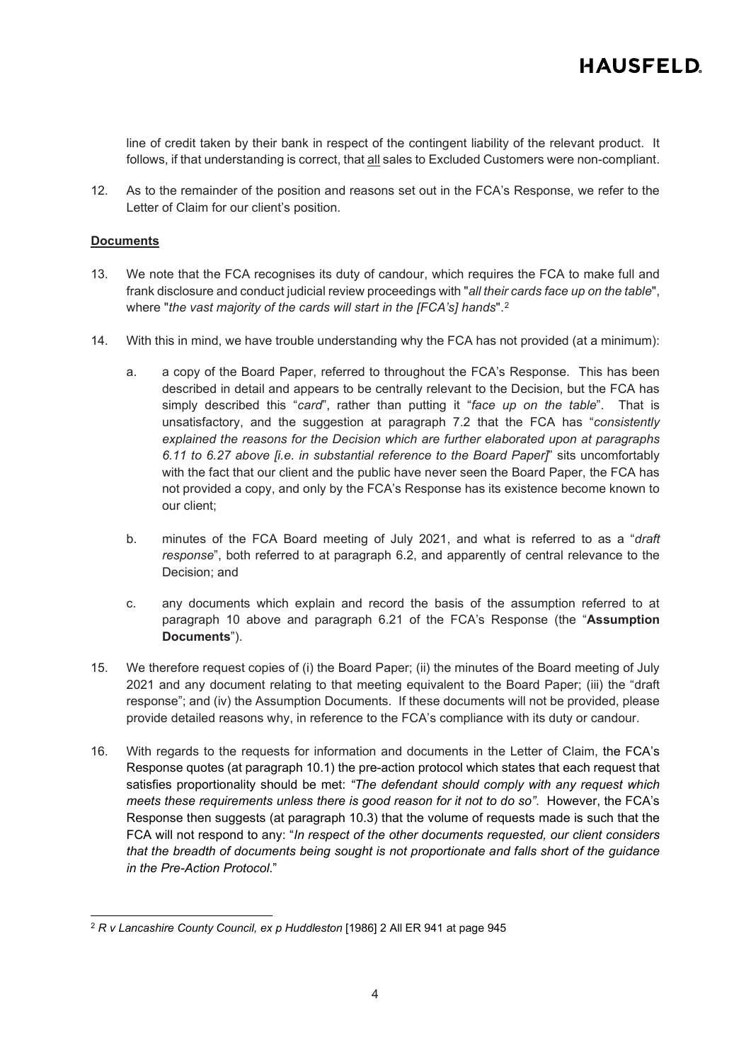line of credit taken by their bank in respect of the contingent liability of the relevant product. It follows, if that understanding is correct, that <u>all</u> sales to Excluded Customers were non-compliant.

12. As to the remainder of the position and reasons set out in the FCA's Response, we refer to the Letter of Claim for our client's position.

**<u>Documents</u>**

13. We note that the FCA recognises its duty of candour, which requires the FCA to make full and frank disclosure and conduct judicial review proceedings with "*all their cards face up on the table*", where "*the vast majority of the cards will start in the [FCA's] hands*".[2]

14. With this in mind, we have trouble understanding why the FCA has not provided (at a minimum):

    a. a copy of the Board Paper, referred to throughout the FCA's Response. This has been described in detail and appears to be centrally relevant to the Decision, but the FCA has simply described this "*card*", rather than putting it "*face up on the table*". That is unsatisfactory, and the suggestion at paragraph 7.2 that the FCA has "*consistently explained the reasons for the Decision which are further elaborated upon at paragraphs 6.11 to 6.27 above [i.e. in substantial reference to the Board Paper]*" sits uncomfortably with the fact that our client and the public have never seen the Board Paper, the FCA has not provided a copy, and only by the FCA's Response has its existence become known to our client;

    b. minutes of the FCA Board meeting of July 2021, and what is referred to as a "*draft response*", both referred to at paragraph 6.2, and apparently of central relevance to the Decision; and

    c. any documents which explain and record the basis of the assumption referred to at paragraph 10 above and paragraph 6.21 of the FCA's Response (the "**Assumption Documents**").

15. We therefore request copies of (i) the Board Paper; (ii) the minutes of the Board meeting of July 2021 and any document relating to that meeting equivalent to the Board Paper; (iii) the "draft response"; and (iv) the Assumption Documents. If these documents will not be provided, please provide detailed reasons why, in reference to the FCA's compliance with its duty or candour.

16. With regards to the requests for information and documents in the Letter of Claim, the FCA's Response quotes (at paragraph 10.1) the pre-action protocol which states that each request that satisfies proportionality should be met: *"The defendant should comply with any request which meets these requirements unless there is good reason for it not to do so"*. However, the FCA's Response then suggests (at paragraph 10.3) that the volume of requests made is such that the FCA will not respond to any: "*In respect of the other documents requested, our client considers that the breadth of documents being sought is not proportionate and falls short of the guidance in the Pre-Action Protocol*."

---

[2] *R v Lancashire County Council, ex p Huddleston* [1986] 2 All ER 941 at page 945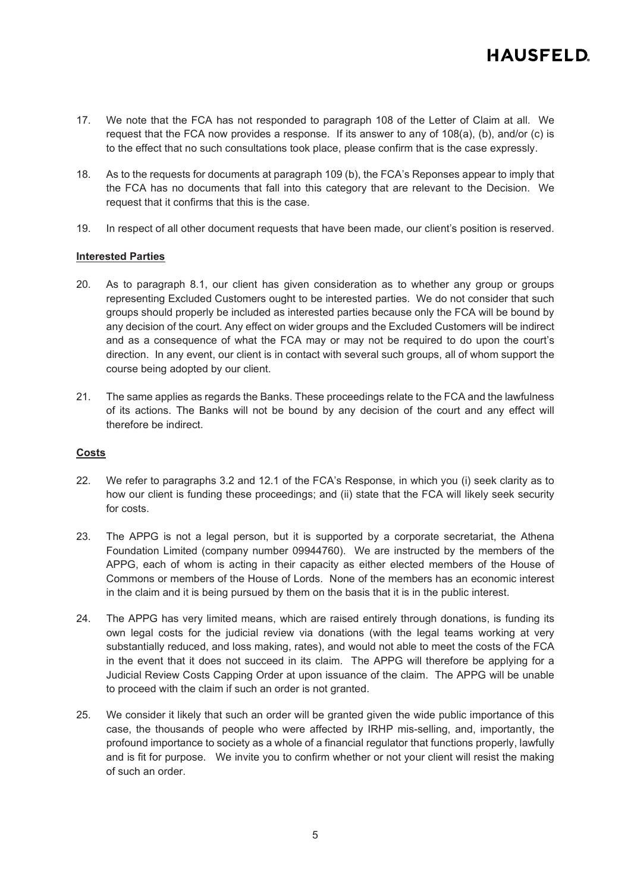17. We note that the FCA has not responded to paragraph 108 of the Letter of Claim at all. We request that the FCA now provides a response. If its answer to any of 108(a), (b), and/or (c) is to the effect that no such consultations took place, please confirm that is the case expressly.

18. As to the requests for documents at paragraph 109 (b), the FCA's Reponses appear to imply that the FCA has no documents that fall into this category that are relevant to the Decision. We request that it confirms that this is the case.

19. In respect of all other document requests that have been made, our client's position is reserved.

**Interested Parties**

20. As to paragraph 8.1, our client has given consideration as to whether any group or groups representing Excluded Customers ought to be interested parties. We do not consider that such groups should properly be included as interested parties because only the FCA will be bound by any decision of the court. Any effect on wider groups and the Excluded Customers will be indirect and as a consequence of what the FCA may or may not be required to do upon the court's direction. In any event, our client is in contact with several such groups, all of whom support the course being adopted by our client.

21. The same applies as regards the Banks. These proceedings relate to the FCA and the lawfulness of its actions. The Banks will not be bound by any decision of the court and any effect will therefore be indirect.

**Costs**

22. We refer to paragraphs 3.2 and 12.1 of the FCA's Response, in which you (i) seek clarity as to how our client is funding these proceedings; and (ii) state that the FCA will likely seek security for costs.

23. The APPG is not a legal person, but it is supported by a corporate secretariat, the Athena Foundation Limited (company number 09944760). We are instructed by the members of the APPG, each of whom is acting in their capacity as either elected members of the House of Commons or members of the House of Lords. None of the members has an economic interest in the claim and it is being pursued by them on the basis that it is in the public interest.

24. The APPG has very limited means, which are raised entirely through donations, is funding its own legal costs for the judicial review via donations (with the legal teams working at very substantially reduced, and loss making, rates), and would not able to meet the costs of the FCA in the event that it does not succeed in its claim. The APPG will therefore be applying for a Judicial Review Costs Capping Order at upon issuance of the claim. The APPG will be unable to proceed with the claim if such an order is not granted.

25. We consider it likely that such an order will be granted given the wide public importance of this case, the thousands of people who were affected by IRHP mis-selling, and, importantly, the profound importance to society as a whole of a financial regulator that functions properly, lawfully and is fit for purpose. We invite you to confirm whether or not your client will resist the making of such an order.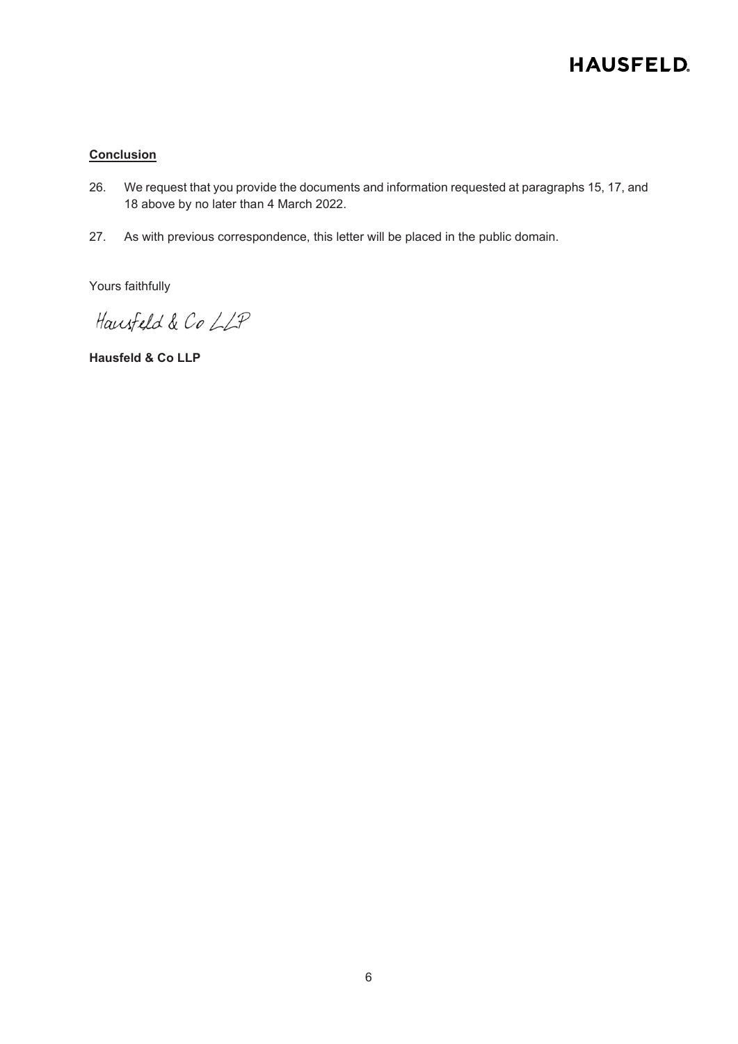**Conclusion**

26. We request that you provide the documents and information requested at paragraphs 15, 17, and 18 above by no later than 4 March 2022.

27. As with previous correspondence, this letter will be placed in the public domain.

Yours faithfully

Hausfeld & Co LLP

**Hausfeld & Co LLP**